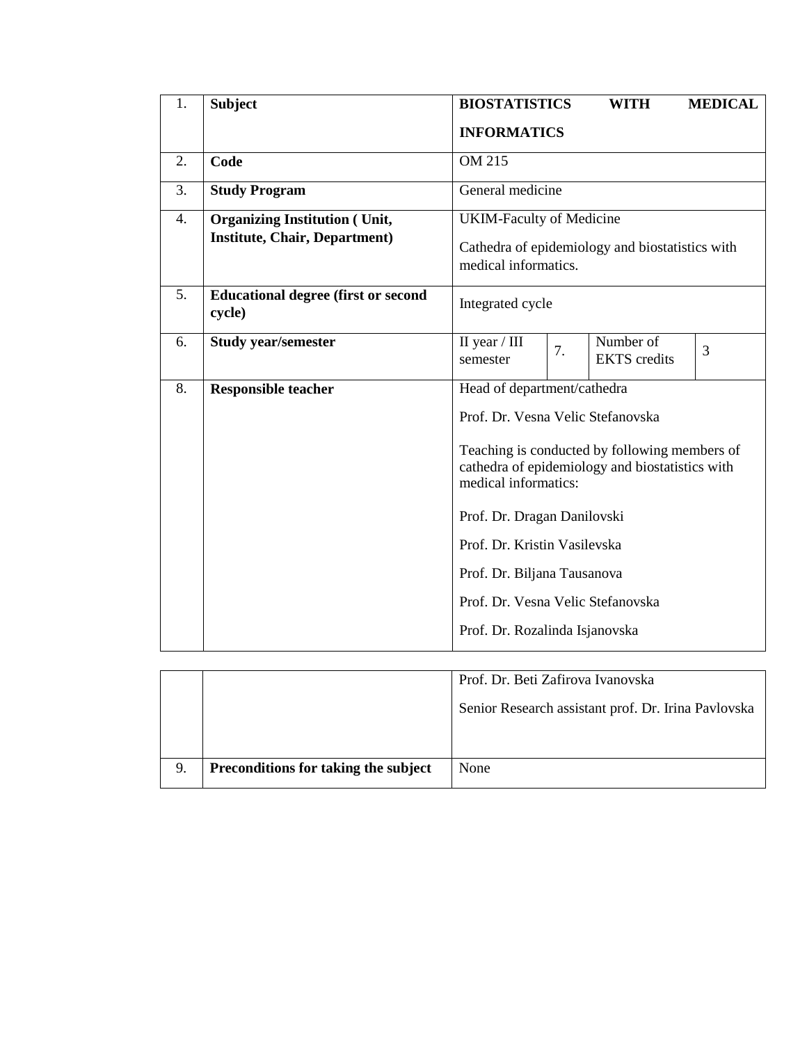| | | | | | |
|---|---|---|---|---|---|
| 1. | **Subject** | **BIOSTATISTICS WITH MEDICAL INFORMATICS** | | | |
| 2. | **Code** | OM 215 | | | |
| 3. | **Study Program** | General medicine | | | |
| 4. | **Organizing Institution ( Unit, Institute, Chair, Department)** | UKIM-Faculty of Medicine<br><br>Cathedra of epidemiology and biostatistics with medical informatics. | | | |
| 5. | **Educational degree (first or second cycle)** | Integrated cycle | | | |
| 6. | **Study year/semester** | II year / III semester | 7. | Number of EKTS credits | 3 |
| 8. | **Responsible teacher** | Head of department/cathedra<br><br>Prof. Dr. Vesna Velic Stefanovska<br><br>Teaching is conducted by following members of cathedra of epidemiology and biostatistics with medical informatics:<br><br>Prof. Dr. Dragan Danilovski<br><br>Prof. Dr. Kristin Vasilevska<br><br>Prof. Dr. Biljana Tausanova<br><br>Prof. Dr. Vesna Velic Stefanovska<br><br>Prof. Dr. Rozalinda Isjanovska<br><br>Prof. Dr. Beti Zafirova Ivanovska<br><br>Senior Research assistant prof. Dr. Irina Pavlovska | | | |
| 9. | **Preconditions for taking the subject** | None | | | |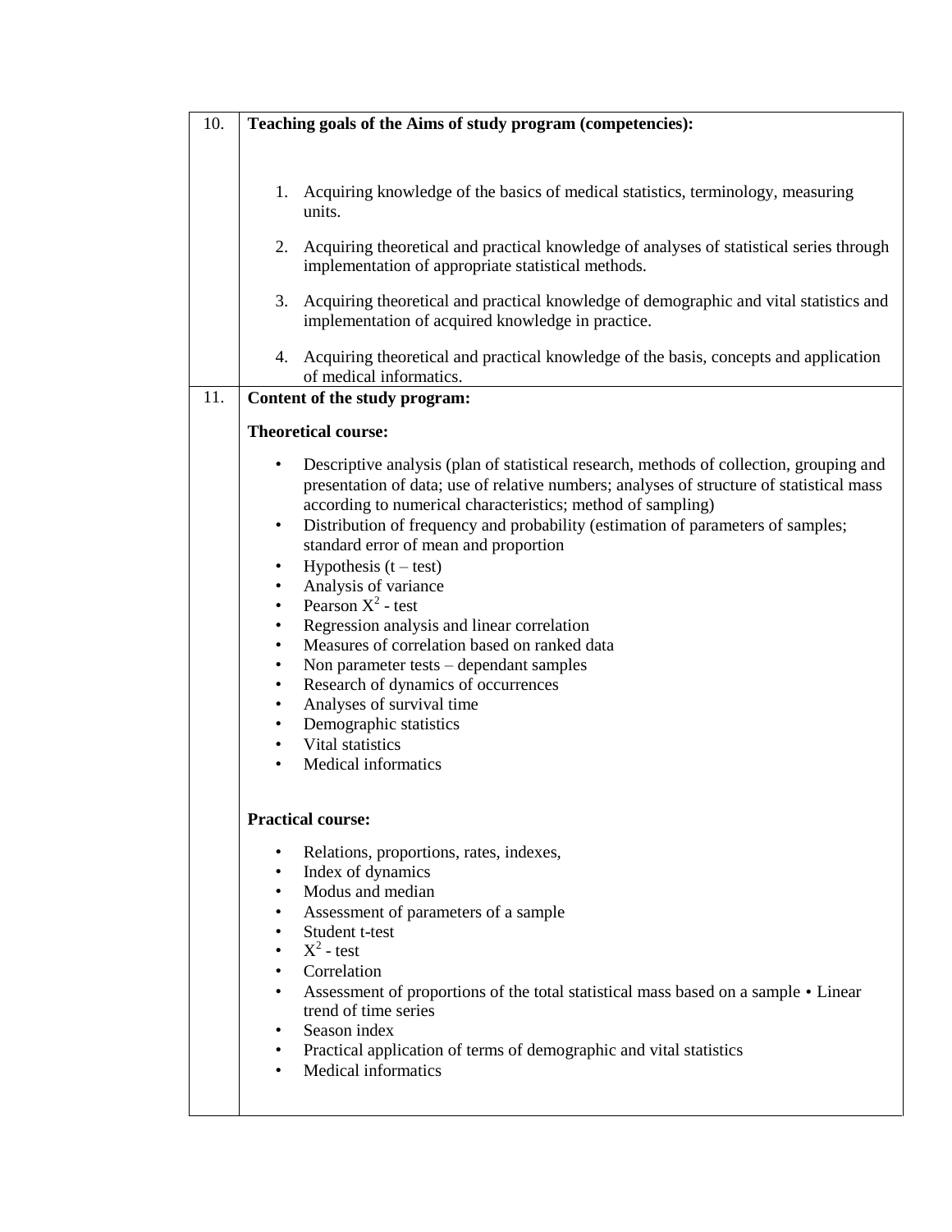| 10. | **Teaching goals of the Aims of study program (competencies):**<br><br>1. Acquiring knowledge of the basics of medical statistics, terminology, measuring units.<br>2. Acquiring theoretical and practical knowledge of analyses of statistical series through implementation of appropriate statistical methods.<br>3. Acquiring theoretical and practical knowledge of demographic and vital statistics and implementation of acquired knowledge in practice.<br>4. Acquiring theoretical and practical knowledge of the basis, concepts and application of medical informatics. |
|---|---|
| 11. | **Content of the study program:**<br><br>**Theoretical course:**<br><br>• Descriptive analysis (plan of statistical research, methods of collection, grouping and presentation of data; use of relative numbers; analyses of structure of statistical mass according to numerical characteristics; method of sampling)<br>• Distribution of frequency and probability (estimation of parameters of samples; standard error of mean and proportion<br>• Hypothesis (t – test)<br>• Analysis of variance<br>• Pearson $X^2$ - test<br>• Regression analysis and linear correlation<br>• Measures of correlation based on ranked data<br>• Non parameter tests – dependant samples<br>• Research of dynamics of occurrences<br>• Analyses of survival time<br>• Demographic statistics<br>• Vital statistics<br>• Medical informatics<br><br>**Practical course:**<br><br>• Relations, proportions, rates, indexes,<br>• Index of dynamics<br>• Modus and median<br>• Assessment of parameters of a sample<br>• Student t-test<br>• $X^2$ - test<br>• Correlation<br>• Assessment of proportions of the total statistical mass based on a sample • Linear trend of time series<br>• Season index<br>• Practical application of terms of demographic and vital statistics<br>• Medical informatics |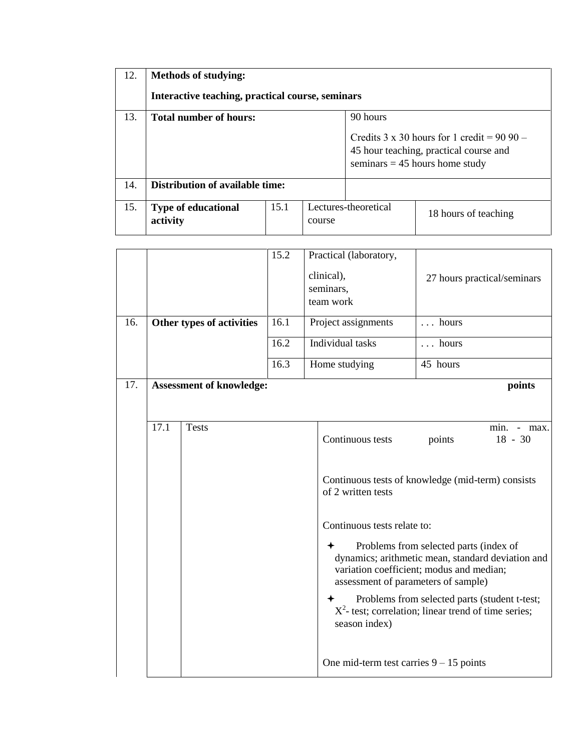| 12. | **Methods of studying:**<br>**Interactive teaching, practical course, seminars** | | | |
|---|---|---|---|---|
| 13. | **Total number of hours:** | | | 90 hours<br>Credits 3 x 30 hours for 1 credit = 90 90 – 45 hour teaching, practical course and seminars = 45 hours home study |
| 14. | **Distribution of available time:** | | | |
| 15. | **Type of educational activity** | 15.1 | Lectures-theoretical course | 18 hours of teaching |
| | | 15.2 | Practical (laboratory, clinical), seminars, team work | 27 hours practical/seminars |
| 16. | **Other types of activities** | 16.1 | Project assignments | . . . hours |
| | | 16.2 | Individual tasks | . . . hours |
| | | 16.3 | Home studying | 45 hours |

| 17. | **Assessment of knowledge:** | | **points** |
|---|---|---|---|
| | 17.1 | Tests | min. - max.<br>Continuous tests points 18 - 30<br><br>Continuous tests of knowledge (mid-term) consists of 2 written tests<br><br>Continuous tests relate to:<br>✦ Problems from selected parts (index of dynamics; arithmetic mean, standard deviation and variation coefficient; modus and median; assessment of parameters of sample)<br>✦ Problems from selected parts (student t-test; $X^2$- test; correlation; linear trend of time series; season index)<br><br>One mid-term test carries 9 – 15 points |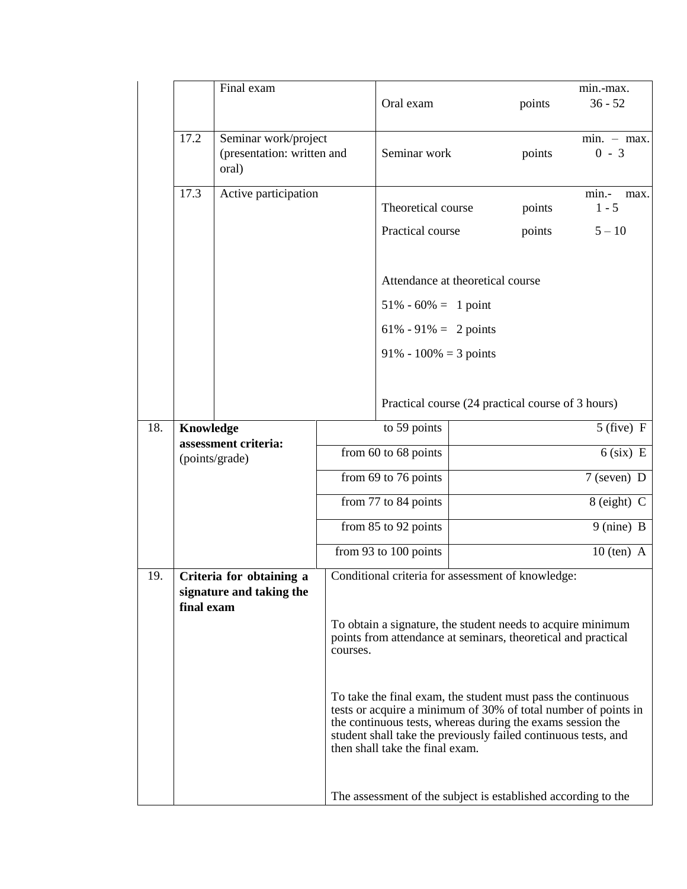| | | | |
|---|---|---|---|
| | | Final exam | Oral exam points min.-max. 36 - 52 |
| | 17.2 | Seminar work/project (presentation: written and oral) | Seminar work points min. – max. 0 - 3 |
| | 17.3 | Active participation | Theoretical course points min.- max. 1 - 5<br>Practical course points 5 – 10<br><br>Attendance at theoretical course<br>51% - 60% = 1 point<br>61% - 91% = 2 points<br>91% - 100% = 3 points<br><br>Practical course (24 practical course of 3 hours) |

| | | | |
|---|---|---|---|
| 18. | **Knowledge assessment criteria:** (points/grade) | to 59 points | 5 (five) F |
| | | from 60 to 68 points | 6 (six) E |
| | | from 69 to 76 points | 7 (seven) D |
| | | from 77 to 84 points | 8 (eight) C |
| | | from 85 to 92 points | 9 (nine) B |
| | | from 93 to 100 points | 10 (ten) A |

| | | |
|---|---|---|
| 19. | **Criteria for obtaining a signature and taking the final exam** | Conditional criteria for assessment of knowledge:<br><br>To obtain a signature, the student needs to acquire minimum points from attendance at seminars, theoretical and practical courses.<br><br>To take the final exam, the student must pass the continuous tests or acquire a minimum of 30% of total number of points in the continuous tests, whereas during the exams session the student shall take the previously failed continuous tests, and then shall take the final exam.<br><br>The assessment of the subject is established according to the |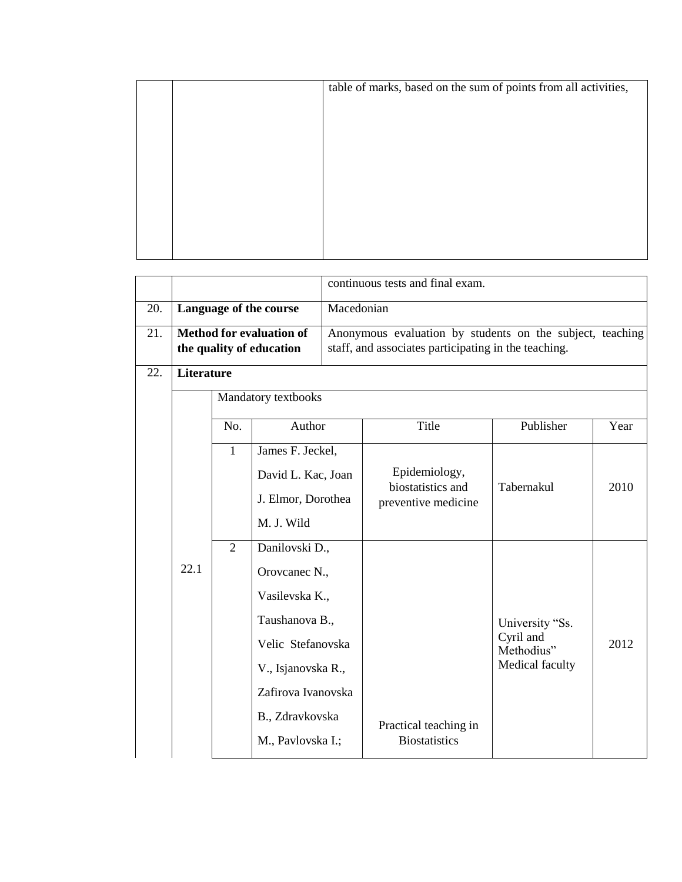| | | table of marks, based on the sum of points from all activities, continuous tests and final exam. |
|---|---|---|
| 20. | **Language of the course** | Macedonian |
| 21. | **Method for evaluation of the quality of education** | Anonymous evaluation by students on the subject, teaching staff, and associates participating in the teaching. |
| 22. | **Literature** | |

| | Mandatory textbooks | | | | |
|---|---|---|---|---|---|
| | No. | Author | Title | Publisher | Year |
| 22.1 | 1 | James F. Jeckel, David L. Kac, Joan J. Elmor, Dorothea M. J. Wild | Epidemiology, biostatistics and preventive medicine | Tabernakul | 2010 |
| | 2 | Danilovski D., Orovcanec N., Vasilevska K., Taushanova B., Velic Stefanovska V., Isjanovska R., Zafirova Ivanovska B., Zdravkovska M., Pavlovska I.; | Practical teaching in Biostatistics | University "Ss. Cyril and Methodius" Medical faculty | 2012 |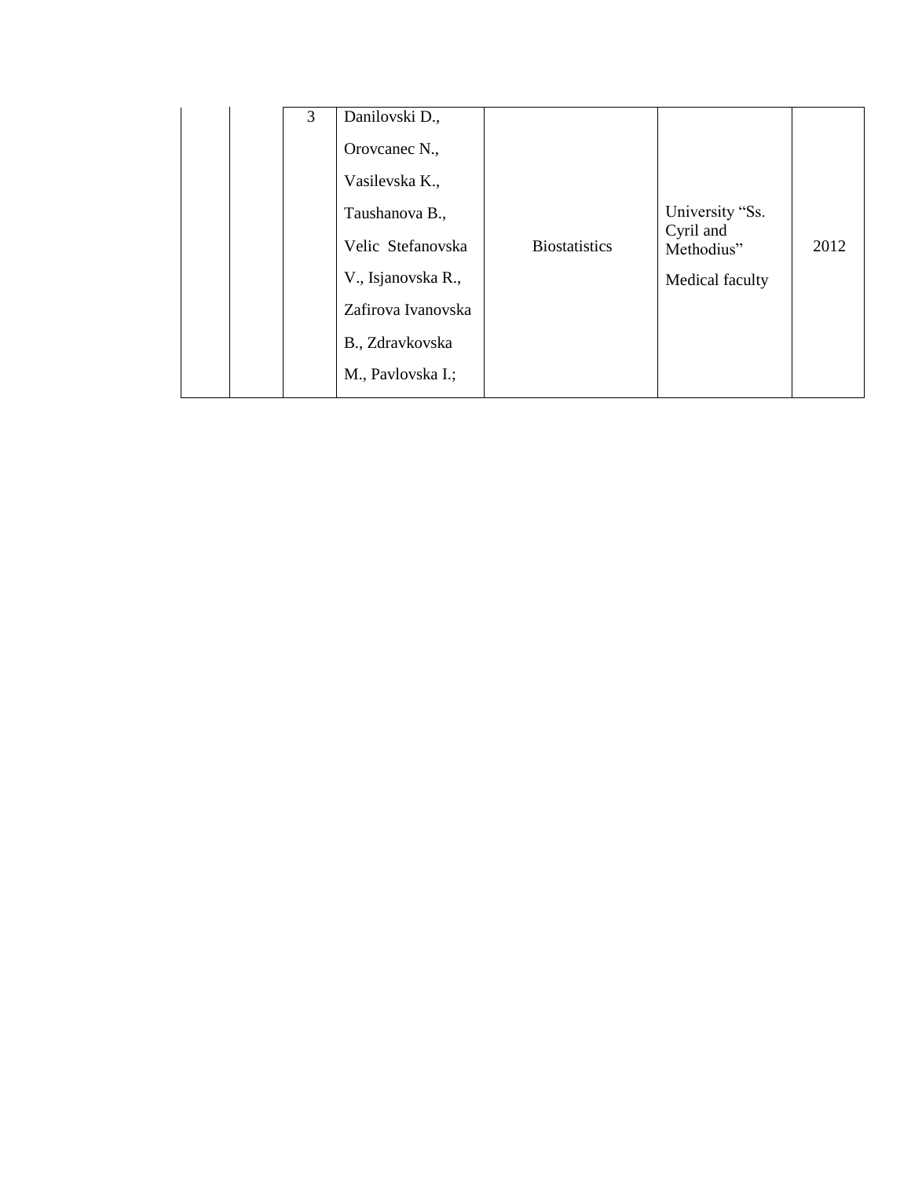| | | | | | | |
|---|---|---|---|---|---|---|
| | | 3 | Danilovski D., Orovcanec N., Vasilevska K., Taushanova B., Velic Stefanovska V., Isjanovska R., Zafirova Ivanovska B., Zdravkovska M., Pavlovska I.; | Biostatistics | University "Ss. Cyril and Methodius" Medical faculty | 2012 |